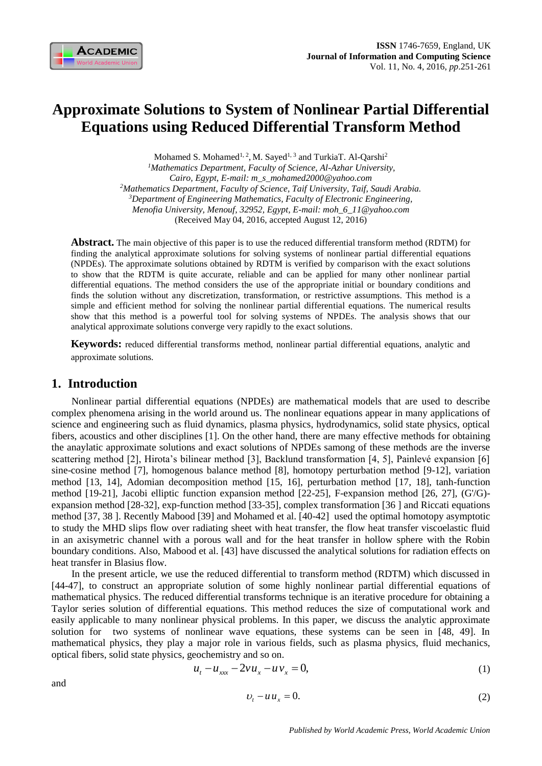# Approximate Solutions to System of Nonlinear Partial Differential Equations using Reduced Differential Transform Method

Mohamed S. Mohamed[1,2], M. Sayed[1,3] and TurkiaT. Al-Qarshi[2]

[1]*Mathematics Department, Faculty of Science, Al-Azhar University, Cairo, Egypt, E-mail: m_s_mohamed2000@yahoo.com*

[2]*Mathematics Department, Faculty of Science, Taif University, Taif, Saudi Arabia.*

[3]*Department of Engineering Mathematics, Faculty of Electronic Engineering, Menofia University, Menouf, 32952, Egypt, E-mail: moh_6_11@yahoo.com*

(Received May 04, 2016, accepted August 12, 2016)

**Abstract.** The main objective of this paper is to use the reduced differential transform method (RDTM) for finding the analytical approximate solutions for solving systems of nonlinear partial differential equations (NPDEs). The approximate solutions obtained by RDTM is verified by comparison with the exact solutions to show that the RDTM is quite accurate, reliable and can be applied for many other nonlinear partial differential equations. The method considers the use of the appropriate initial or boundary conditions and finds the solution without any discretization, transformation, or restrictive assumptions. This method is a simple and efficient method for solving the nonlinear partial differential equations. The numerical results show that this method is a powerful tool for solving systems of NPDEs. The analysis shows that our analytical approximate solutions converge very rapidly to the exact solutions.

**Keywords:** reduced differential transforms method, nonlinear partial differential equations, analytic and approximate solutions.

## 1. Introduction

Nonlinear partial differential equations (NPDEs) are mathematical models that are used to describe complex phenomena arising in the world around us. The nonlinear equations appear in many applications of science and engineering such as fluid dynamics, plasma physics, hydrodynamics, solid state physics, optical fibers, acoustics and other disciplines [1]. On the other hand, there are many effective methods for obtaining the anaylatic approximate solutions and exact solutions of NPDEs samong of these methods are the inverse scattering method [2], Hirota's bilinear method [3], Backlund transformation [4, 5], Painlevé expansion [6] sine-cosine method [7], homogenous balance method [8], homotopy perturbation method [9-12], variation method [13, 14], Adomian decomposition method [15, 16], perturbation method [17, 18], tanh-function method [19-21], Jacobi elliptic function expansion method [22-25], F-expansion method [26, 27], (G′/G)-expansion method [28-32], exp-function method [33-35], complex transformation [36 ] and Riccati equations method [37, 38 ]. Recently Mabood [39] and Mohamed et al. [40-42] used the optimal homotopy asymptotic to study the MHD slips flow over radiating sheet with heat transfer, the flow heat transfer viscoelastic fluid in an axisymetric channel with a porous wall and for the heat transfer in hollow sphere with the Robin boundary conditions. Also, Mabood et al. [43] have discussed the analytical solutions for radiation effects on heat transfer in Blasius flow.

In the present article, we use the reduced differential to transform method (RDTM) which discussed in [44-47], to construct an appropriate solution of some highly nonlinear partial differential equations of mathematical physics. The reduced differential transforms technique is an iterative procedure for obtaining a Taylor series solution of differential equations. This method reduces the size of computational work and easily applicable to many nonlinear physical problems. In this paper, we discuss the analytic approximate solution for two systems of nonlinear wave equations, these systems can be seen in [48, 49]. In mathematical physics, they play a major role in various fields, such as plasma physics, fluid mechanics, optical fibers, solid state physics, geochemistry and so on.

$$u_t - u_{xxx} - 2vu_x - uv_x = 0, \tag{1}$$

and

$$\upsilon_t - uu_x = 0. \tag{2}$$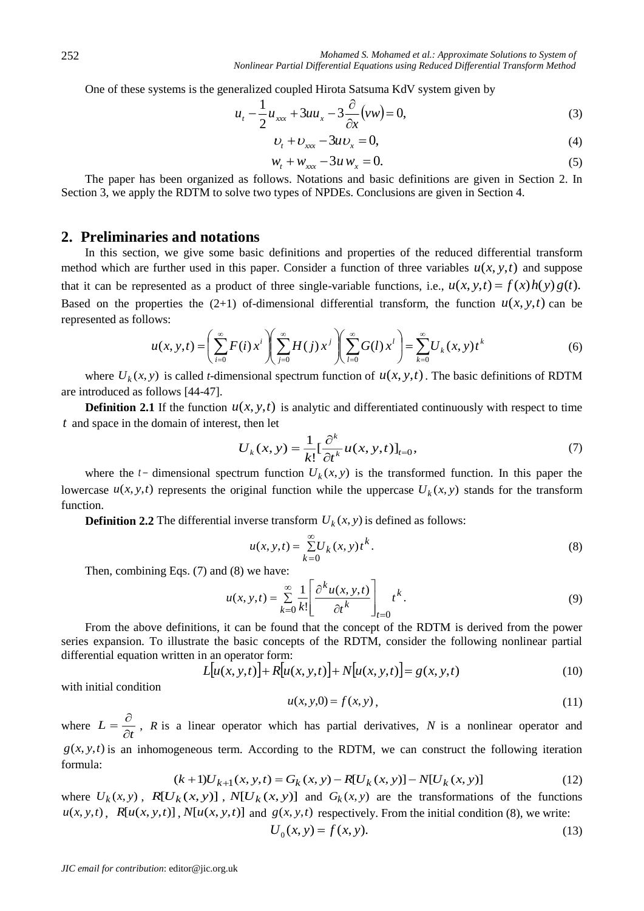One of these systems is the generalized coupled Hirota Satsuma KdV system given by

$$u_t - \frac{1}{2}u_{xxx} + 3uu_x - 3\frac{\partial}{\partial x}(vw) = 0, \tag{3}$$

$$\upsilon_t + \upsilon_{xxx} - 3u\upsilon_x = 0, \tag{4}$$

$$w_t + w_{xxx} - 3u\, w_x = 0. \tag{5}$$

The paper has been organized as follows. Notations and basic definitions are given in Section 2. In Section 3, we apply the RDTM to solve two types of NPDEs. Conclusions are given in Section 4.

## 2. Preliminaries and notations

In this section, we give some basic definitions and properties of the reduced differential transform method which are further used in this paper. Consider a function of three variables $u(x, y, t)$ and suppose that it can be represented as a product of three single-variable functions, i.e., $u(x, y, t) = f(x)h(y)g(t)$. Based on the properties the (2+1) of-dimensional differential transform, the function $u(x, y, t)$ can be represented as follows:

$$u(x, y, t) = \left(\sum_{i=0}^{\infty} F(i)\, x^i\right)\left(\sum_{j=0}^{\infty} H(j)\, x^j\right)\left(\sum_{l=0}^{\infty} G(l)\, x^l\right) = \sum_{k=0}^{\infty} U_k(x, y) t^k \tag{6}$$

where $U_k(x, y)$ is called *t*-dimensional spectrum function of $u(x, y, t)$. The basic definitions of RDTM are introduced as follows [44-47].

**Definition 2.1** If the function $u(x, y, t)$ is analytic and differentiated continuously with respect to time $t$ and space in the domain of interest, then let

$$U_k(x, y) = \frac{1}{k!}\left[\frac{\partial^k}{\partial t^k} u(x, y, t)\right]_{t=0}, \tag{7}$$

where the $t$- dimensional spectrum function $U_k(x, y)$ is the transformed function. In this paper the lowercase $u(x, y, t)$ represents the original function while the uppercase $U_k(x, y)$ stands for the transform function.

**Definition 2.2** The differential inverse transform $U_k(x, y)$ is defined as follows:

$$u(x, y, t) = \sum_{k=0}^{\infty} U_k(x, y) t^k. \tag{8}$$

Then, combining Eqs. (7) and (8) we have:

$$u(x, y, t) = \sum_{k=0}^{\infty} \frac{1}{k!}\left[\frac{\partial^k u(x, y, t)}{\partial t^k}\right]_{t=0} t^k. \tag{9}$$

From the above definitions, it can be found that the concept of the RDTM is derived from the power series expansion. To illustrate the basic concepts of the RDTM, consider the following nonlinear partial differential equation written in an operator form:

$$L[u(x, y, t)] + R[u(x, y, t)] + N[u(x, y, t)] = g(x, y, t) \tag{10}$$

with initial condition

$$u(x, y, 0) = f(x, y), \tag{11}$$

where $L = \frac{\partial}{\partial t}$, *R* is a linear operator which has partial derivatives, *N* is a nonlinear operator and $g(x, y, t)$ is an inhomogeneous term. According to the RDTM, we can construct the following iteration formula:

$$(k+1)U_{k+1}(x, y, t) = G_k(x, y) - R[U_k(x, y)] - N[U_k(x, y)] \tag{12}$$

where $U_k(x, y)$, $R[U_k(x, y)]$, $N[U_k(x, y)]$ and $G_k(x, y)$ are the transformations of the functions $u(x, y, t)$, $R[u(x, y, t)]$, $N[u(x, y, t)]$ and $g(x, y, t)$ respectively. From the initial condition (8), we write:

$$U_0(x, y) = f(x, y). \tag{13}$$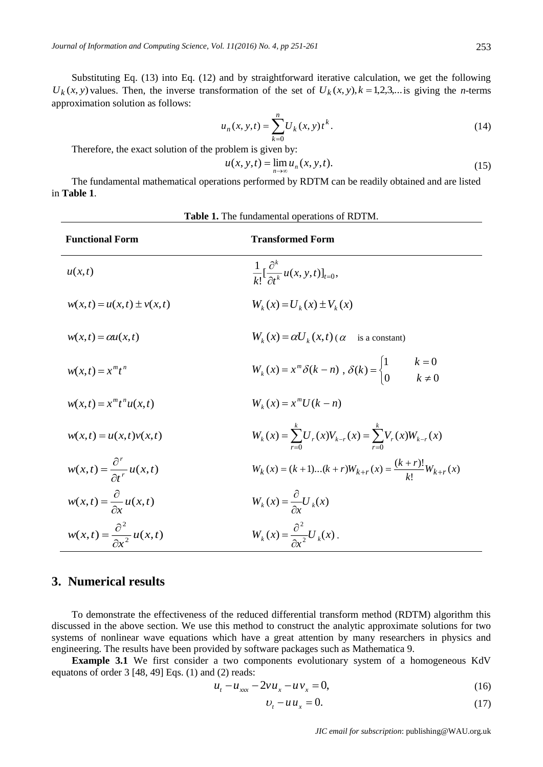Substituting Eq. (13) into Eq. (12) and by straightforward iterative calculation, we get the following $U_k(x, y)$ values. Then, the inverse transformation of the set of $U_k(x, y), k = 1,2,3,...$ is giving the *n*-terms approximation solution as follows:

$$u_n(x, y, t) = \sum_{k=0}^{n} U_k(x, y) t^k. \tag{14}$$

Therefore, the exact solution of the problem is given by:

$$u(x, y, t) = \lim_{n\to\infty} u_n(x, y, t). \tag{15}$$

The fundamental mathematical operations performed by RDTM can be readily obtained and are listed in **Table 1**.

**Table 1.** The fundamental operations of RDTM.

| Functional Form | Transformed Form |
|---|---|
| $u(x,t)$ | $\frac{1}{k!}[\frac{\partial^k}{\partial t^k} u(x, y, t)]_{t=0},$ |
| $w(x,t) = u(x,t) \pm v(x,t)$ | $W_k(x) = U_k(x) \pm V_k(x)$ |
| $w(x,t) = \alpha u(x,t)$ | $W_k(x) = \alpha U_k(x,t)$ ( $\alpha$ is a constant) |
| $w(x,t) = x^m t^n$ | $W_k(x) = x^m \delta(k-n)$ , $\delta(k) = \begin{cases} 1 & k = 0 \\ 0 & k \neq 0 \end{cases}$ |
| $w(x,t) = x^m t^n u(x,t)$ | $W_k(x) = x^m U(k-n)$ |
| $w(x,t) = u(x,t)v(x,t)$ | $W_k(x) = \sum_{r=0}^{k} U_r(x) V_{k-r}(x) = \sum_{r=0}^{k} V_r(x) W_{k-r}(x)$ |
| $w(x,t) = \frac{\partial^r}{\partial t^r} u(x,t)$ | $W_k(x) = (k+1)...(k+r) W_{k+r}(x) = \frac{(k+r)!}{k!} W_{k+r}(x)$ |
| $w(x,t) = \frac{\partial}{\partial x} u(x,t)$ | $W_k(x) = \frac{\partial}{\partial x} U_k(x)$ |
| $w(x,t) = \frac{\partial^2}{\partial x^2} u(x,t)$ | $W_k(x) = \frac{\partial^2}{\partial x^2} U_k(x)$ . |

## 3. Numerical results

To demonstrate the effectiveness of the reduced differential transform method (RDTM) algorithm this discussed in the above section. We use this method to construct the analytic approximate solutions for two systems of nonlinear wave equations which have a great attention by many researchers in physics and engineering. The results have been provided by software packages such as Mathematica 9.

**Example 3.1** We first consider a two components evolutionary system of a homogeneous KdV equatons of order 3 [48, 49] Eqs. (1) and (2) reads:

$$u_t - u_{xxx} - 2v u_x - u v_x = 0, \tag{16}$$

$$\upsilon_t - u u_x = 0. \tag{17}$$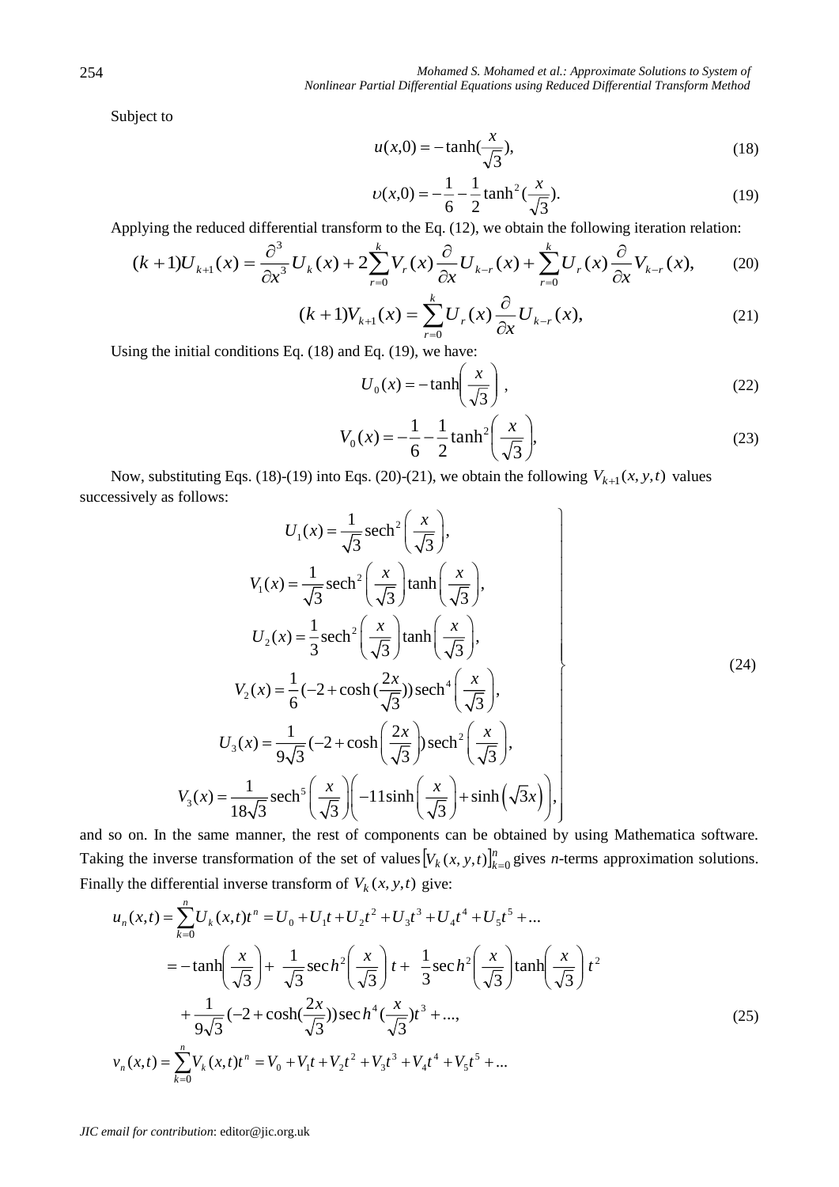Subject to

$$u(x,0) = -\tanh(\frac{x}{\sqrt{3}}), \tag{18}$$

$$\upsilon(x,0) = -\frac{1}{6} - \frac{1}{2}\tanh^2(\frac{x}{\sqrt{3}}). \tag{19}$$

Applying the reduced differential transform to the Eq. (12), we obtain the following iteration relation:

$$(k+1)U_{k+1}(x) = \frac{\partial^3}{\partial x^3}U_k(x) + 2\sum_{r=0}^{k} V_r(x)\frac{\partial}{\partial x}U_{k-r}(x) + \sum_{r=0}^{k} U_r(x)\frac{\partial}{\partial x}V_{k-r}(x), \tag{20}$$

$$(k+1)V_{k+1}(x) = \sum_{r=0}^{k} U_r(x)\frac{\partial}{\partial x}U_{k-r}(x), \tag{21}$$

Using the initial conditions Eq. (18) and Eq. (19), we have:

$$U_0(x) = -\tanh\left(\frac{x}{\sqrt{3}}\right), \tag{22}$$

$$V_0(x) = -\frac{1}{6} - \frac{1}{2}\tanh^2\left(\frac{x}{\sqrt{3}}\right), \tag{23}$$

Now, substituting Eqs. (18)-(19) into Eqs. (20)-(21), we obtain the following $V_{k+1}(x,y,t)$ values successively as follows:

$$\left.\begin{aligned}
U_1(x) &= \frac{1}{\sqrt{3}}\operatorname{sech}^2\left(\frac{x}{\sqrt{3}}\right),\\
V_1(x) &= \frac{1}{\sqrt{3}}\operatorname{sech}^2\left(\frac{x}{\sqrt{3}}\right)\tanh\left(\frac{x}{\sqrt{3}}\right),\\
U_2(x) &= \frac{1}{3}\operatorname{sech}^2\left(\frac{x}{\sqrt{3}}\right)\tanh\left(\frac{x}{\sqrt{3}}\right),\\
V_2(x) &= \frac{1}{6}(-2+\cosh(\frac{2x}{\sqrt{3}}))\operatorname{sech}^4\left(\frac{x}{\sqrt{3}}\right),\\
U_3(x) &= \frac{1}{9\sqrt{3}}(-2+\cosh\left(\frac{2x}{\sqrt{3}}\right))\operatorname{sech}^2\left(\frac{x}{\sqrt{3}}\right),\\
V_3(x) &= \frac{1}{18\sqrt{3}}\operatorname{sech}^5\left(\frac{x}{\sqrt{3}}\right)\left(-11\sinh\left(\frac{x}{\sqrt{3}}\right)+\sinh\left(\sqrt{3}x\right)\right),
\end{aligned}\right\} \tag{24}$$

and so on. In the same manner, the rest of components can be obtained by using Mathematica software. Taking the inverse transformation of the set of values $\left[V_k(x,y,t)\right]_{k=0}^{n}$ gives $n$-terms approximation solutions. Finally the differential inverse transform of $V_k(x,y,t)$ give:

$$\begin{aligned}
u_n(x,t) &= \sum_{k=0}^{n} U_k(x,t)t^n = U_0 + U_1 t + U_2 t^2 + U_3 t^3 + U_4 t^4 + U_5 t^5 + \ldots\\
&= -\tanh\left(\frac{x}{\sqrt{3}}\right) + \frac{1}{\sqrt{3}}\operatorname{sech}^2\left(\frac{x}{\sqrt{3}}\right)t + \frac{1}{3}\operatorname{sech}^2\left(\frac{x}{\sqrt{3}}\right)\tanh\left(\frac{x}{\sqrt{3}}\right)t^2\\
&\quad + \frac{1}{9\sqrt{3}}(-2+\cosh(\frac{2x}{\sqrt{3}}))\operatorname{sech}^4(\frac{x}{\sqrt{3}})t^3 + \ldots,\\
v_n(x,t) &= \sum_{k=0}^{n} V_k(x,t)t^n = V_0 + V_1 t + V_2 t^2 + V_3 t^3 + V_4 t^4 + V_5 t^5 + \ldots
\end{aligned} \tag{25}$$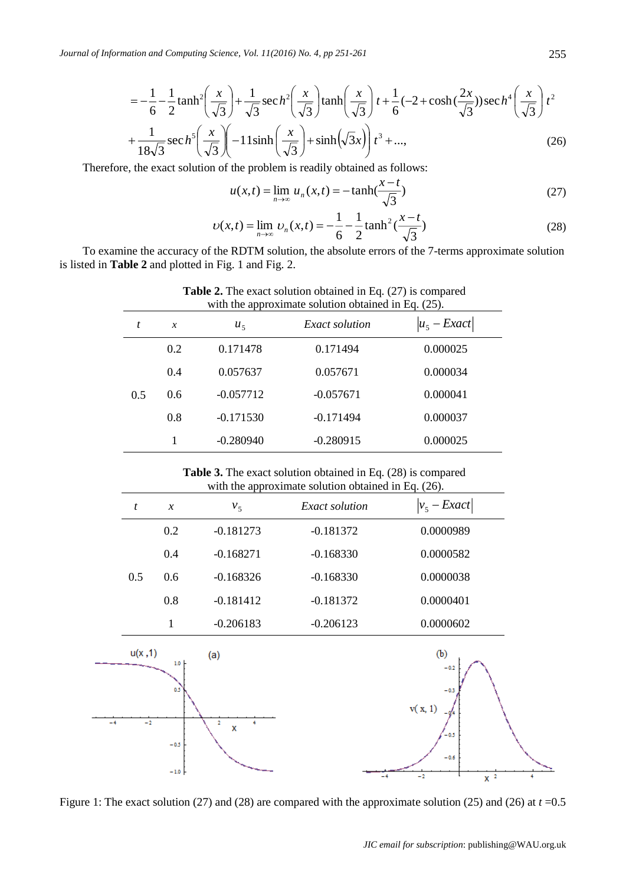$$= -\frac{1}{6} - \frac{1}{2}\tanh^2\left(\frac{x}{\sqrt{3}}\right) + \frac{1}{\sqrt{3}}\operatorname{sec}h^2\left(\frac{x}{\sqrt{3}}\right)\tanh\left(\frac{x}{\sqrt{3}}\right)t + \frac{1}{6}(-2+\cosh(\frac{2x}{\sqrt{3}}))\operatorname{sec}h^4\left(\frac{x}{\sqrt{3}}\right)t^2$$

$$+\frac{1}{18\sqrt{3}}\operatorname{sec}h^5\left(\frac{x}{\sqrt{3}}\right)\left(-11\sinh\left(\frac{x}{\sqrt{3}}\right)+\sinh\left(\sqrt{3}x\right)\right)t^3 + ..., \tag{26}$$

Therefore, the exact solution of the problem is readily obtained as follows:

$$u(x,t) = \lim_{n\to\infty} u_n(x,t) = -\tanh(\frac{x-t}{\sqrt{3}}) \tag{27}$$

$$\upsilon(x,t) = \lim_{n\to\infty} \upsilon_n(x,t) = -\frac{1}{6} - \frac{1}{2}\tanh^2(\frac{x-t}{\sqrt{3}}) \tag{28}$$

To examine the accuracy of the RDTM solution, the absolute errors of the 7-terms approximate solution is listed in **Table 2** and plotted in Fig. 1 and Fig. 2.

**Table 2.** The exact solution obtained in Eq. (27) is compared with the approximate solution obtained in Eq. (25).

| $t$ | $x$ | $u_5$ | *Exact solution* | $\lvert u_5 - Exact\rvert$ |
|---|---|---|---|---|
| | 0.2 | 0.171478 | 0.171494 | 0.000025 |
| | 0.4 | 0.057637 | 0.057671 | 0.000034 |
| 0.5 | 0.6 | -0.057712 | -0.057671 | 0.000041 |
| | 0.8 | -0.171530 | -0.171494 | 0.000037 |
| | 1 | -0.280940 | -0.280915 | 0.000025 |

**Table 3.** The exact solution obtained in Eq. (28) is compared with the approximate solution obtained in Eq. (26).

| $t$ | $x$ | $v_5$ | *Exact solution* | $\lvert v_5 - Exact\rvert$ |
|---|---|---|---|---|
| | 0.2 | -0.181273 | -0.181372 | 0.0000989 |
| | 0.4 | -0.168271 | -0.168330 | 0.0000582 |
| 0.5 | 0.6 | -0.168326 | -0.168330 | 0.0000038 |
| | 0.8 | -0.181412 | -0.181372 | 0.0000401 |
| | 1 | -0.206183 | -0.206123 | 0.0000602 |

Figure 1: The exact solution (27) and (28) are compared with the approximate solution (25) and (26) at $t$ =0.5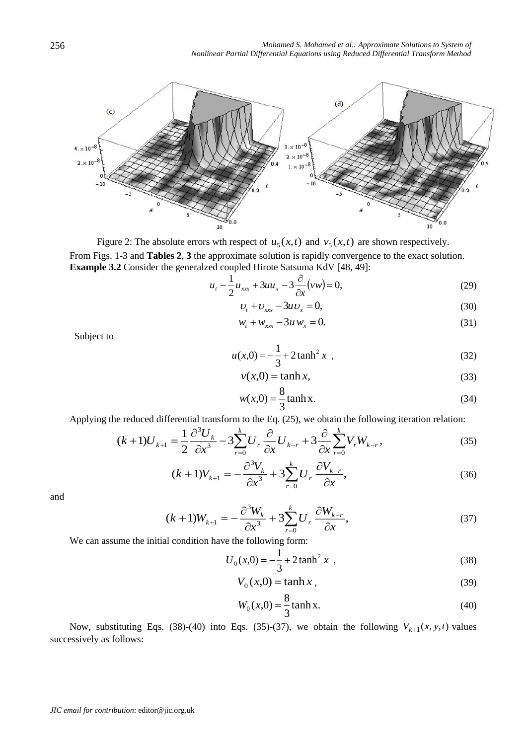Figure 2: The absolute errors wth respect of $u_5(x,t)$ and $v_5(x,t)$ are shown respectively.

From Figs. 1-3 and **Tables 2**, **3** the approximate solution is rapidly convergence to the exact solution.

**Example 3.2** Consider the generalzed coupled Hirote Satsuma KdV [48, 49]:

$$u_t - \frac{1}{2}u_{xxx} + 3uu_x - 3\frac{\partial}{\partial x}(vw) = 0, \tag{29}$$

$$\upsilon_t + \upsilon_{xxx} - 3u\upsilon_x = 0, \tag{30}$$

$$w_t + w_{xxx} - 3u\, w_x = 0. \tag{31}$$

Subject to

$$u(x,0) = -\frac{1}{3} + 2\tanh^2 x \ , \tag{32}$$

$$v(x,0) = \tanh x, \tag{33}$$

$$w(x,0) = \frac{8}{3}\tanh \text{x}. \tag{34}$$

Applying the reduced differential transform to the Eq. (25), we obtain the following iteration relation:

$$(k+1)U_{k+1} = \frac{1}{2}\frac{\partial^3 U_k}{\partial x^3} - 3\sum_{r=0}^{k} U_r \frac{\partial}{\partial x}U_{k-r} + 3\frac{\partial}{\partial x}\sum_{r=0}^{k} V_r W_{k-r}, \tag{35}$$

$$(k+1)V_{k+1} = -\frac{\partial^3 V_k}{\partial x^3} + 3\sum_{r=0}^{k} U_r \frac{\partial V_{k-r}}{\partial x}, \tag{36}$$

and

$$(k+1)W_{k+1} = -\frac{\partial^3 W_k}{\partial x^3} + 3\sum_{r=0}^{k} U_r \frac{\partial W_{k-r}}{\partial x}, \tag{37}$$

We can assume the initial condition have the following form:

$$U_0(x,0) = -\frac{1}{3} + 2\tanh^2 x \ , \tag{38}$$

$$V_0(x,0) = \tanh x \ , \tag{39}$$

$$W_0(x,0) = \frac{8}{3}\tanh \text{x}. \tag{40}$$

Now, substituting Eqs. (38)-(40) into Eqs. (35)-(37), we obtain the following $V_{k+1}(x, y, t)$ values successively as follows: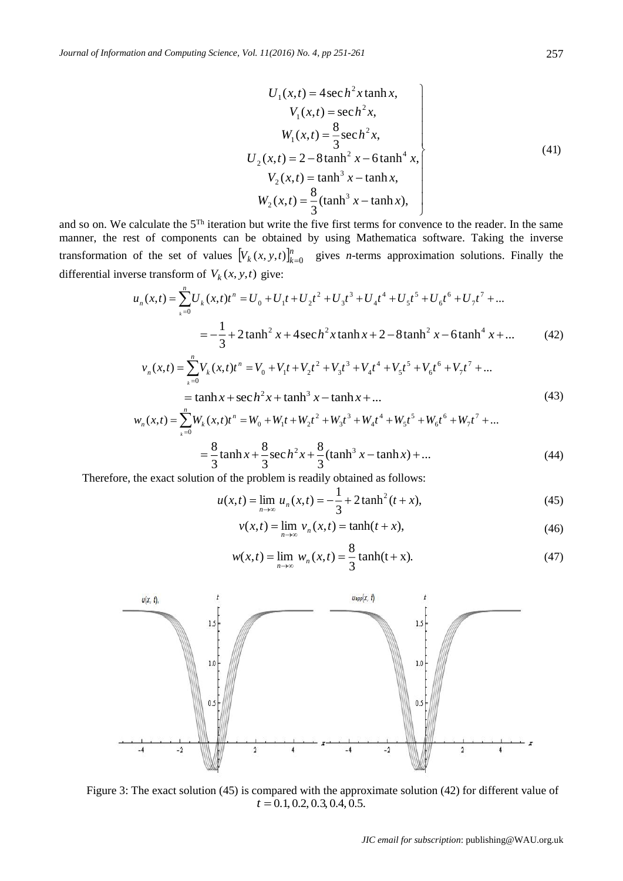$$
\left.
\begin{array}{c}
U_1(x,t) = 4\operatorname{sec}h^2 x \tanh x, \\
V_1(x,t) = \operatorname{sec}h^2 x, \\
W_1(x,t) = \dfrac{8}{3}\operatorname{sec}h^2 x, \\
U_2(x,t) = 2 - 8\tanh^2 x - 6\tanh^4 x, \\
V_2(x,t) = \tanh^3 x - \tanh x, \\
W_2(x,t) = \dfrac{8}{3}(\tanh^3 x - \tanh x),
\end{array}
\right\} \tag{41}
$$

and so on. We calculate the 5[Th] iteration but write the five first terms for convence to the reader. In the same manner, the rest of components can be obtained by using Mathematica software. Taking the inverse transformation of the set of values $\left[V_k(x,y,t)\right]_{k=0}^{n}$ gives *n*-terms approximation solutions. Finally the differential inverse transform of $V_k(x,y,t)$ give:

$$
\begin{aligned}
u_n(x,t) &= \sum_{k=0}^{n} U_k(x,t)t^n = U_0 + U_1 t + U_2 t^2 + U_3 t^3 + U_4 t^4 + U_5 t^5 + U_6 t^6 + U_7 t^7 + \ldots \\
&= -\frac{1}{3} + 2\tanh^2 x + 4\operatorname{sec}h^2 x \tanh x + 2 - 8\tanh^2 x - 6\tanh^4 x + \ldots
\end{aligned} \tag{42}
$$

$$
\begin{aligned}
v_n(x,t) &= \sum_{k=0}^{n} V_k(x,t)t^n = V_0 + V_1 t + V_2 t^2 + V_3 t^3 + V_4 t^4 + V_5 t^5 + V_6 t^6 + V_7 t^7 + \ldots \\
&= \tanh x + \operatorname{sec}h^2 x + \tanh^3 x - \tanh x + \ldots
\end{aligned} \tag{43}
$$

$$
\begin{aligned}
w_n(x,t) &= \sum_{k=0}^{n} W_k(x,t)t^n = W_0 + W_1 t + W_2 t^2 + W_3 t^3 + W_4 t^4 + W_5 t^5 + W_6 t^6 + W_7 t^7 + \ldots \\
&= \frac{8}{3}\tanh x + \frac{8}{3}\operatorname{sec}h^2 x + \frac{8}{3}(\tanh^3 x - \tanh x) + \ldots
\end{aligned} \tag{44}
$$

Therefore, the exact solution of the problem is readily obtained as follows:

$$
u(x,t) = \lim_{n\to\infty} u_n(x,t) = -\frac{1}{3} + 2\tanh^2(t+x), \tag{45}
$$

$$
v(x,t) = \lim_{n\to\infty} v_n(x,t) = \tanh(t+x), \tag{46}
$$

$$
w(x,t) = \lim_{n\to\infty} w_n(x,t) = \frac{8}{3}\tanh(\mathrm{t}+\mathrm{x}). \tag{47}
$$

Figure 3: The exact solution (45) is compared with the approximate solution (42) for different value of $t = 0.1, 0.2, 0.3, 0.4, 0.5$.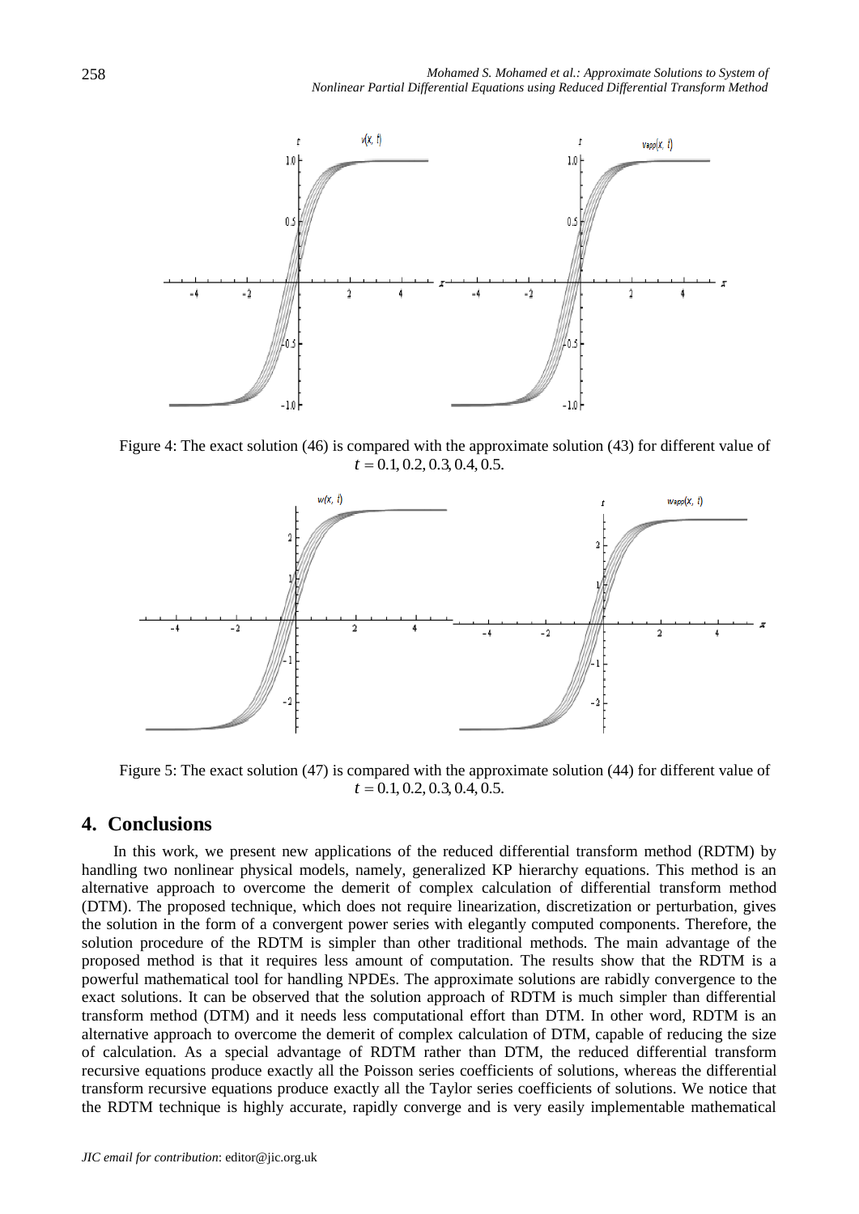Figure 4: The exact solution (46) is compared with the approximate solution (43) for different value of $t = 0.1, 0.2, 0.3, 0.4, 0.5$.

Figure 5: The exact solution (47) is compared with the approximate solution (44) for different value of $t = 0.1, 0.2, 0.3, 0.4, 0.5$.

## 4. Conclusions

In this work, we present new applications of the reduced differential transform method (RDTM) by handling two nonlinear physical models, namely, generalized KP hierarchy equations. This method is an alternative approach to overcome the demerit of complex calculation of differential transform method (DTM). The proposed technique, which does not require linearization, discretization or perturbation, gives the solution in the form of a convergent power series with elegantly computed components. Therefore, the solution procedure of the RDTM is simpler than other traditional methods. The main advantage of the proposed method is that it requires less amount of computation. The results show that the RDTM is a powerful mathematical tool for handling NPDEs. The approximate solutions are rabidly convergence to the exact solutions. It can be observed that the solution approach of RDTM is much simpler than differential transform method (DTM) and it needs less computational effort than DTM. In other word, RDTM is an alternative approach to overcome the demerit of complex calculation of DTM, capable of reducing the size of calculation. As a special advantage of RDTM rather than DTM, the reduced differential transform recursive equations produce exactly all the Poisson series coefficients of solutions, whereas the differential transform recursive equations produce exactly all the Taylor series coefficients of solutions. We notice that the RDTM technique is highly accurate, rapidly converge and is very easily implementable mathematical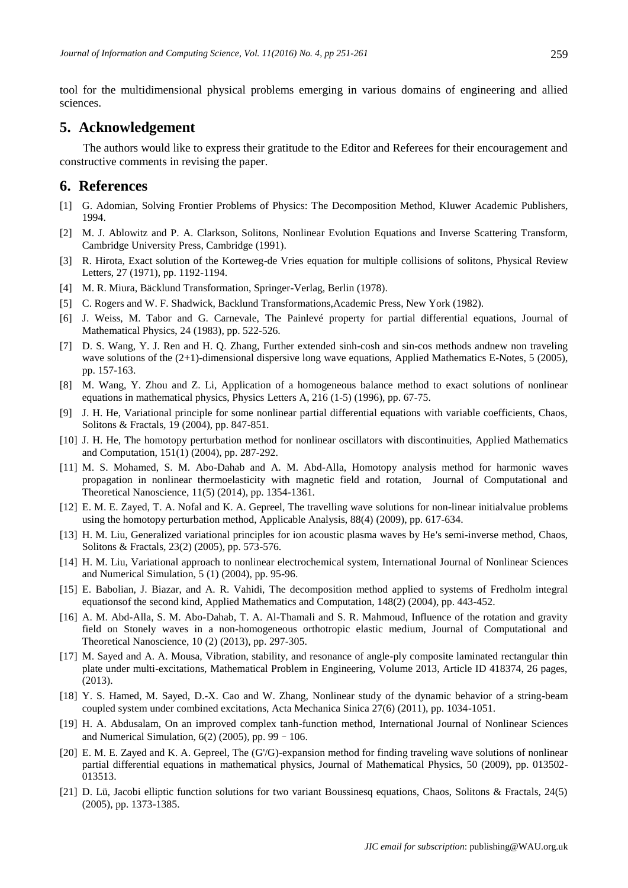tool for the multidimensional physical problems emerging in various domains of engineering and allied sciences.

## 5. Acknowledgement

The authors would like to express their gratitude to the Editor and Referees for their encouragement and constructive comments in revising the paper.

## 6. References

[1] G. Adomian, Solving Frontier Problems of Physics: The Decomposition Method, Kluwer Academic Publishers, 1994.

[2] M. J. Ablowitz and P. A. Clarkson, Solitons, Nonlinear Evolution Equations and Inverse Scattering Transform, Cambridge University Press, Cambridge (1991).

[3] R. Hirota, Exact solution of the Korteweg-de Vries equation for multiple collisions of solitons, Physical Review Letters, 27 (1971), pp. 1192-1194.

[4] M. R. Miura, Bäcklund Transformation, Springer-Verlag, Berlin (1978).

[5] C. Rogers and W. F. Shadwick, Backlund Transformations,Academic Press, New York (1982).

[6] J. Weiss, M. Tabor and G. Carnevale, The Painlevé property for partial differential equations, Journal of Mathematical Physics, 24 (1983), pp. 522-526.

[7] D. S. Wang, Y. J. Ren and H. Q. Zhang, Further extended sinh-cosh and sin-cos methods andnew non traveling wave solutions of the (2+1)-dimensional dispersive long wave equations, Applied Mathematics E-Notes, 5 (2005), pp. 157-163.

[8] M. Wang, Y. Zhou and Z. Li, Application of a homogeneous balance method to exact solutions of nonlinear equations in mathematical physics, Physics Letters A, 216 (1-5) (1996), pp. 67-75.

[9] J. H. He, Variational principle for some nonlinear partial differential equations with variable coefficients, Chaos, Solitons & Fractals, 19 (2004), pp. 847-851.

[10] J. H. He, The homotopy perturbation method for nonlinear oscillators with discontinuities, Applied Mathematics and Computation, 151(1) (2004), pp. 287-292.

[11] M. S. Mohamed, S. M. Abo-Dahab and A. M. Abd-Alla, Homotopy analysis method for harmonic waves propagation in nonlinear thermoelasticity with magnetic field and rotation, Journal of Computational and Theoretical Nanoscience, 11(5) (2014), pp. 1354-1361.

[12] E. M. E. Zayed, T. A. Nofal and K. A. Gepreel, The travelling wave solutions for non-linear initialvalue problems using the homotopy perturbation method, Applicable Analysis, 88(4) (2009), pp. 617-634.

[13] H. M. Liu, Generalized variational principles for ion acoustic plasma waves by He's semi-inverse method, Chaos, Solitons & Fractals, 23(2) (2005), pp. 573-576.

[14] H. M. Liu, Variational approach to nonlinear electrochemical system, International Journal of Nonlinear Sciences and Numerical Simulation, 5 (1) (2004), pp. 95-96.

[15] E. Babolian, J. Biazar, and A. R. Vahidi, The decomposition method applied to systems of Fredholm integral equationsof the second kind, Applied Mathematics and Computation, 148(2) (2004), pp. 443-452.

[16] A. M. Abd-Alla, S. M. Abo-Dahab, T. A. Al-Thamali and S. R. Mahmoud, Influence of the rotation and gravity field on Stonely waves in a non-homogeneous orthotropic elastic medium, Journal of Computational and Theoretical Nanoscience, 10 (2) (2013), pp. 297-305.

[17] M. Sayed and A. A. Mousa, Vibration, stability, and resonance of angle-ply composite laminated rectangular thin plate under multi-excitations, Mathematical Problem in Engineering, Volume 2013, Article ID 418374, 26 pages, (2013).

[18] Y. S. Hamed, M. Sayed, D.-X. Cao and W. Zhang, Nonlinear study of the dynamic behavior of a string-beam coupled system under combined excitations, Acta Mechanica Sinica 27(6) (2011), pp. 1034-1051.

[19] H. A. Abdusalam, On an improved complex tanh-function method, International Journal of Nonlinear Sciences and Numerical Simulation, 6(2) (2005), pp. 99–106.

[20] E. M. E. Zayed and K. A. Gepreel, The (G'/G)-expansion method for finding traveling wave solutions of nonlinear partial differential equations in mathematical physics, Journal of Mathematical Physics, 50 (2009), pp. 013502-013513.

[21] D. Lü, Jacobi elliptic function solutions for two variant Boussinesq equations, Chaos, Solitons & Fractals, 24(5) (2005), pp. 1373-1385.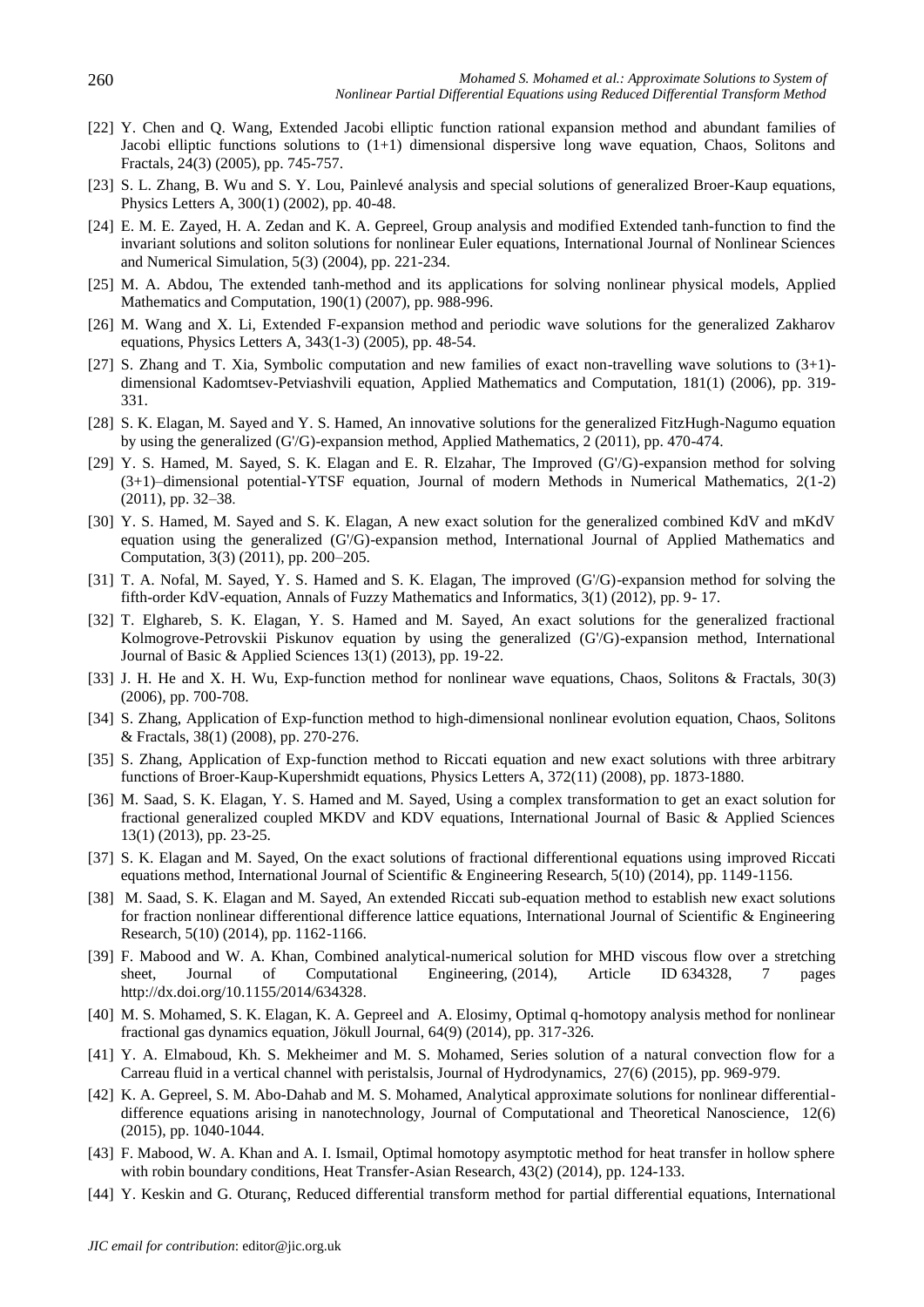[22] Y. Chen and Q. Wang, Extended Jacobi elliptic function rational expansion method and abundant families of Jacobi elliptic functions solutions to (1+1) dimensional dispersive long wave equation, Chaos, Solitons and Fractals, 24(3) (2005), pp. 745-757.

[23] S. L. Zhang, B. Wu and S. Y. Lou, Painlevé analysis and special solutions of generalized Broer-Kaup equations, Physics Letters A, 300(1) (2002), pp. 40-48.

[24] E. M. E. Zayed, H. A. Zedan and K. A. Gepreel, Group analysis and modified Extended tanh-function to find the invariant solutions and soliton solutions for nonlinear Euler equations, International Journal of Nonlinear Sciences and Numerical Simulation, 5(3) (2004), pp. 221-234.

[25] M. A. Abdou, The extended tanh-method and its applications for solving nonlinear physical models, Applied Mathematics and Computation, 190(1) (2007), pp. 988-996.

[26] M. Wang and X. Li, Extended F-expansion method and periodic wave solutions for the generalized Zakharov equations, Physics Letters A, 343(1-3) (2005), pp. 48-54.

[27] S. Zhang and T. Xia, Symbolic computation and new families of exact non-travelling wave solutions to (3+1)-dimensional Kadomtsev-Petviashvili equation, Applied Mathematics and Computation, 181(1) (2006), pp. 319-331.

[28] S. K. Elagan, M. Sayed and Y. S. Hamed, An innovative solutions for the generalized FitzHugh-Nagumo equation by using the generalized (G'/G)-expansion method, Applied Mathematics, 2 (2011), pp. 470-474.

[29] Y. S. Hamed, M. Sayed, S. K. Elagan and E. R. Elzahar, The Improved (G'/G)-expansion method for solving (3+1)–dimensional potential-YTSF equation, Journal of modern Methods in Numerical Mathematics, 2(1-2) (2011), pp. 32–38.

[30] Y. S. Hamed, M. Sayed and S. K. Elagan, A new exact solution for the generalized combined KdV and mKdV equation using the generalized (G'/G)-expansion method, International Journal of Applied Mathematics and Computation, 3(3) (2011), pp. 200–205.

[31] T. A. Nofal, M. Sayed, Y. S. Hamed and S. K. Elagan, The improved (G'/G)-expansion method for solving the fifth-order KdV-equation, Annals of Fuzzy Mathematics and Informatics, 3(1) (2012), pp. 9- 17.

[32] T. Elghareb, S. K. Elagan, Y. S. Hamed and M. Sayed, An exact solutions for the generalized fractional Kolmogrove-Petrovskii Piskunov equation by using the generalized (G'/G)-expansion method, International Journal of Basic & Applied Sciences 13(1) (2013), pp. 19-22.

[33] J. H. He and X. H. Wu, Exp-function method for nonlinear wave equations, Chaos, Solitons & Fractals, 30(3) (2006), pp. 700-708.

[34] S. Zhang, Application of Exp-function method to high-dimensional nonlinear evolution equation, Chaos, Solitons & Fractals, 38(1) (2008), pp. 270-276.

[35] S. Zhang, Application of Exp-function method to Riccati equation and new exact solutions with three arbitrary functions of Broer-Kaup-Kupershmidt equations, Physics Letters A, 372(11) (2008), pp. 1873-1880.

[36] M. Saad, S. K. Elagan, Y. S. Hamed and M. Sayed, Using a complex transformation to get an exact solution for fractional generalized coupled MKDV and KDV equations, International Journal of Basic & Applied Sciences 13(1) (2013), pp. 23-25.

[37] S. K. Elagan and M. Sayed, On the exact solutions of fractional differentional equations using improved Riccati equations method, International Journal of Scientific & Engineering Research, 5(10) (2014), pp. 1149-1156.

[38] M. Saad, S. K. Elagan and M. Sayed, An extended Riccati sub-equation method to establish new exact solutions for fraction nonlinear differentional difference lattice equations, International Journal of Scientific & Engineering Research, 5(10) (2014), pp. 1162-1166.

[39] F. Mabood and W. A. Khan, Combined analytical-numerical solution for MHD viscous flow over a stretching sheet, Journal of Computational Engineering, (2014), Article ID 634328, 7 pages http://dx.doi.org/10.1155/2014/634328.

[40] M. S. Mohamed, S. K. Elagan, K. A. Gepreel and A. Elosimy, Optimal q-homotopy analysis method for nonlinear fractional gas dynamics equation, Jökull Journal, 64(9) (2014), pp. 317-326.

[41] Y. A. Elmaboud, Kh. S. Mekheimer and M. S. Mohamed, Series solution of a natural convection flow for a Carreau fluid in a vertical channel with peristalsis, Journal of Hydrodynamics, 27(6) (2015), pp. 969-979.

[42] K. A. Gepreel, S. M. Abo-Dahab and M. S. Mohamed, Analytical approximate solutions for nonlinear differential-difference equations arising in nanotechnology, Journal of Computational and Theoretical Nanoscience, 12(6) (2015), pp. 1040-1044.

[43] F. Mabood, W. A. Khan and A. I. Ismail, Optimal homotopy asymptotic method for heat transfer in hollow sphere with robin boundary conditions, Heat Transfer-Asian Research, 43(2) (2014), pp. 124-133.

[44] Y. Keskin and G. Oturanç, Reduced differential transform method for partial differential equations, International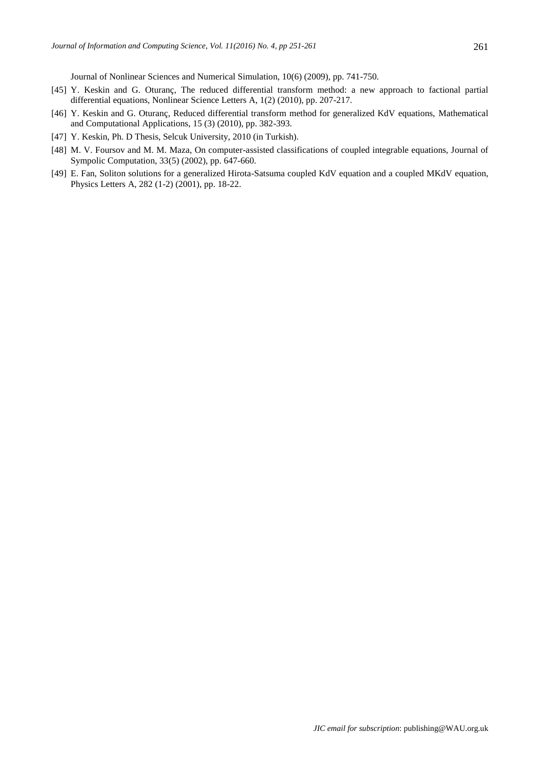Journal of Nonlinear Sciences and Numerical Simulation, 10(6) (2009), pp. 741-750.

[45] Y. Keskin and G. Oturanç, The reduced differential transform method: a new approach to factional partial differential equations, Nonlinear Science Letters A, 1(2) (2010), pp. 207-217.

[46] Y. Keskin and G. Oturanç, Reduced differential transform method for generalized KdV equations, Mathematical and Computational Applications, 15 (3) (2010), pp. 382-393.

[47] Y. Keskin, Ph. D Thesis, Selcuk University, 2010 (in Turkish).

[48] M. V. Foursov and M. M. Maza, On computer-assisted classifications of coupled integrable equations, Journal of Sympolic Computation, 33(5) (2002), pp. 647-660.

[49] E. Fan, Soliton solutions for a generalized Hirota-Satsuma coupled KdV equation and a coupled MKdV equation, Physics Letters A, 282 (1-2) (2001), pp. 18-22.